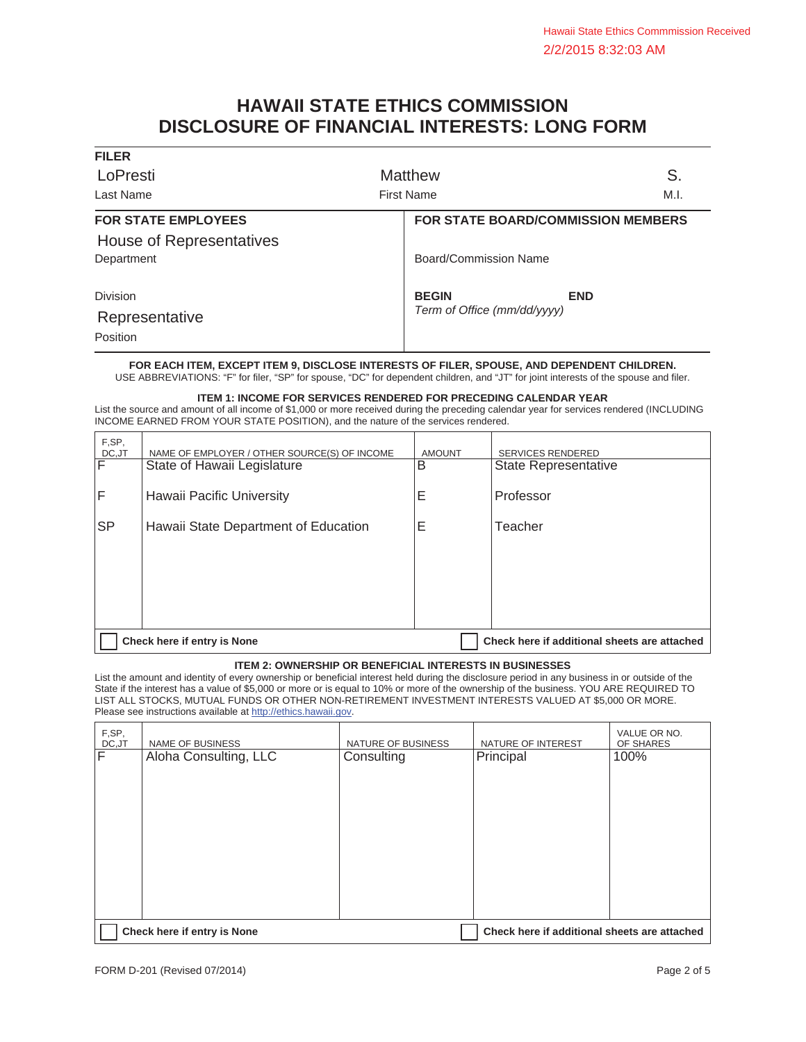Hawaii State Ethics Commmission Received
2/2/2015 8:32:03 AM

# HAWAII STATE ETHICS COMMISSION
# DISCLOSURE OF FINANCIAL INTERESTS: LONG FORM

**FILER**

| Last Name | First Name | M.I. |
|---|---|---|
| LoPresti | Matthew | S. |

| FOR STATE EMPLOYEES | FOR STATE BOARD/COMMISSION MEMBERS |
|---|---|
| Department: House of Representatives | Board/Commission Name: |
| Division: | **BEGIN** **END** *Term of Office (mm/dd/yyyy)* |
| Position: Representative | |

**FOR EACH ITEM, EXCEPT ITEM 9, DISCLOSE INTERESTS OF FILER, SPOUSE, AND DEPENDENT CHILDREN.**
USE ABBREVIATIONS: "F" for filer, "SP" for spouse, "DC" for dependent children, and "JT" for joint interests of the spouse and filer.

### ITEM 1: INCOME FOR SERVICES RENDERED FOR PRECEDING CALENDAR YEAR

List the source and amount of all income of $1,000 or more received during the preceding calendar year for services rendered (INCLUDING INCOME EARNED FROM YOUR STATE POSITION), and the nature of the services rendered.

| F,SP, DC,JT | NAME OF EMPLOYER / OTHER SOURCE(S) OF INCOME | AMOUNT | SERVICES RENDERED |
|---|---|---|---|
| F | State of Hawaii Legislature | B | State Representative |
| F | Hawaii Pacific University | E | Professor |
| SP | Hawaii State Department of Education | E | Teacher |

☐ **Check here if entry is None** ☐ **Check here if additional sheets are attached**

### ITEM 2: OWNERSHIP OR BENEFICIAL INTERESTS IN BUSINESSES

List the amount and identity of every ownership or beneficial interest held during the disclosure period in any business in or outside of the State if the interest has a value of $5,000 or more or is equal to 10% or more of the ownership of the business. YOU ARE REQUIRED TO LIST ALL STOCKS, MUTUAL FUNDS OR OTHER NON-RETIREMENT INVESTMENT INTERESTS VALUED AT $5,000 OR MORE. Please see instructions available at http://ethics.hawaii.gov.

| F,SP, DC,JT | NAME OF BUSINESS | NATURE OF BUSINESS | NATURE OF INTEREST | VALUE OR NO. OF SHARES |
|---|---|---|---|---|
| F | Aloha Consulting, LLC | Consulting | Principal | 100% |

☐ **Check here if entry is None** ☐ **Check here if additional sheets are attached**

FORM D-201 (Revised 07/2014)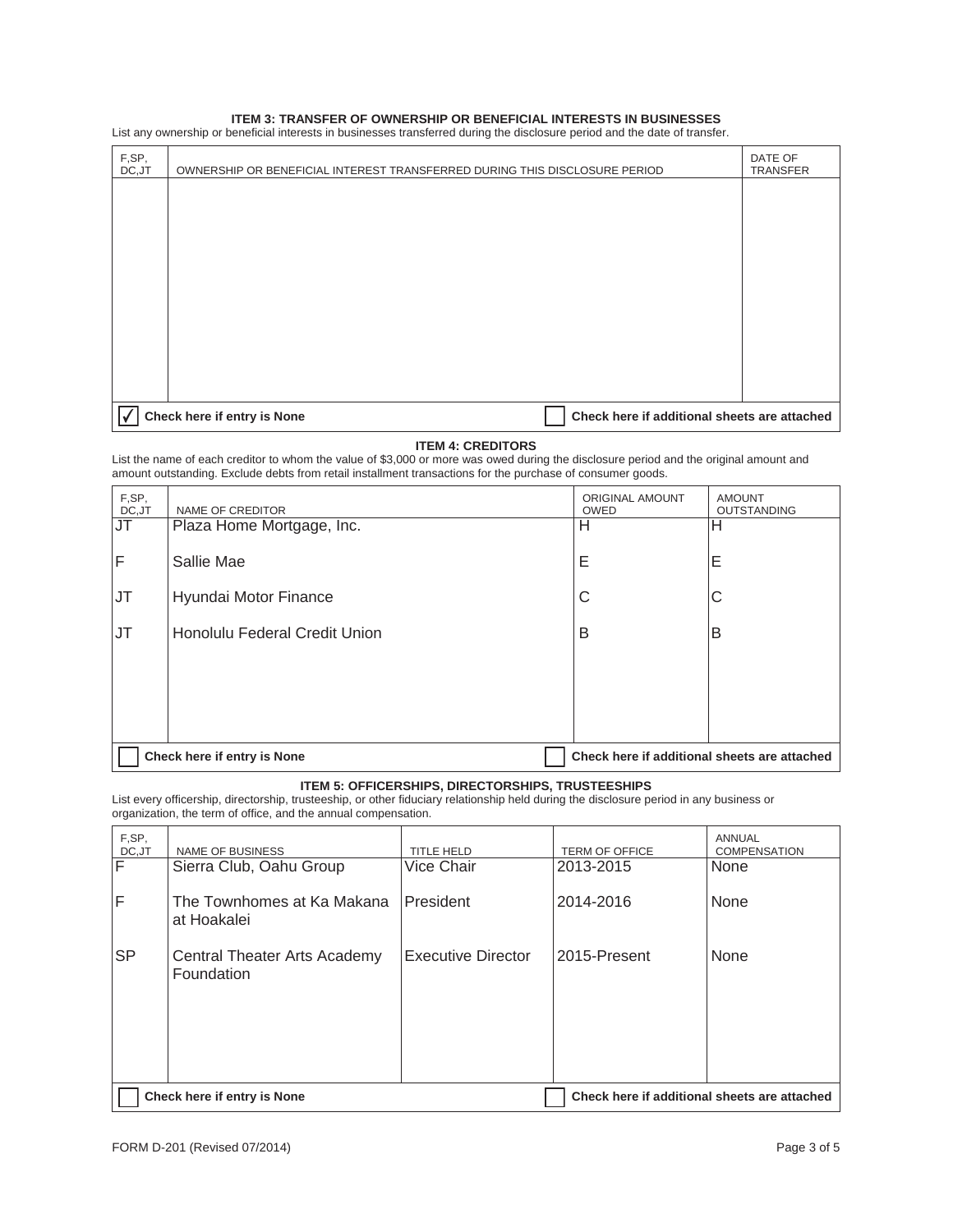### ITEM 3: TRANSFER OF OWNERSHIP OR BENEFICIAL INTERESTS IN BUSINESSES

List any ownership or beneficial interests in businesses transferred during the disclosure period and the date of transfer.

| F,SP, DC,JT | OWNERSHIP OR BENEFICIAL INTEREST TRANSFERRED DURING THIS DISCLOSURE PERIOD | DATE OF TRANSFER |
|---|---|---|
| | | |

☑ Check here if entry is None ☐ Check here if additional sheets are attached

### ITEM 4: CREDITORS

List the name of each creditor to whom the value of $3,000 or more was owed during the disclosure period and the original amount and amount outstanding. Exclude debts from retail installment transactions for the purchase of consumer goods.

| F,SP, DC,JT | NAME OF CREDITOR | ORIGINAL AMOUNT OWED | AMOUNT OUTSTANDING |
|---|---|---|---|
| JT | Plaza Home Mortgage, Inc. | H | H |
| F | Sallie Mae | E | E |
| JT | Hyundai Motor Finance | C | C |
| JT | Honolulu Federal Credit Union | B | B |

☐ Check here if entry is None ☐ Check here if additional sheets are attached

### ITEM 5: OFFICERSHIPS, DIRECTORSHIPS, TRUSTEESHIPS

List every officership, directorship, trusteeship, or other fiduciary relationship held during the disclosure period in any business or organization, the term of office, and the annual compensation.

| F,SP, DC,JT | NAME OF BUSINESS | TITLE HELD | TERM OF OFFICE | ANNUAL COMPENSATION |
|---|---|---|---|---|
| F | Sierra Club, Oahu Group | Vice Chair | 2013-2015 | None |
| F | The Townhomes at Ka Makana at Hoakalei | President | 2014-2016 | None |
| SP | Central Theater Arts Academy Foundation | Executive Director | 2015-Present | None |

☐ Check here if entry is None ☐ Check here if additional sheets are attached

FORM D-201 (Revised 07/2014)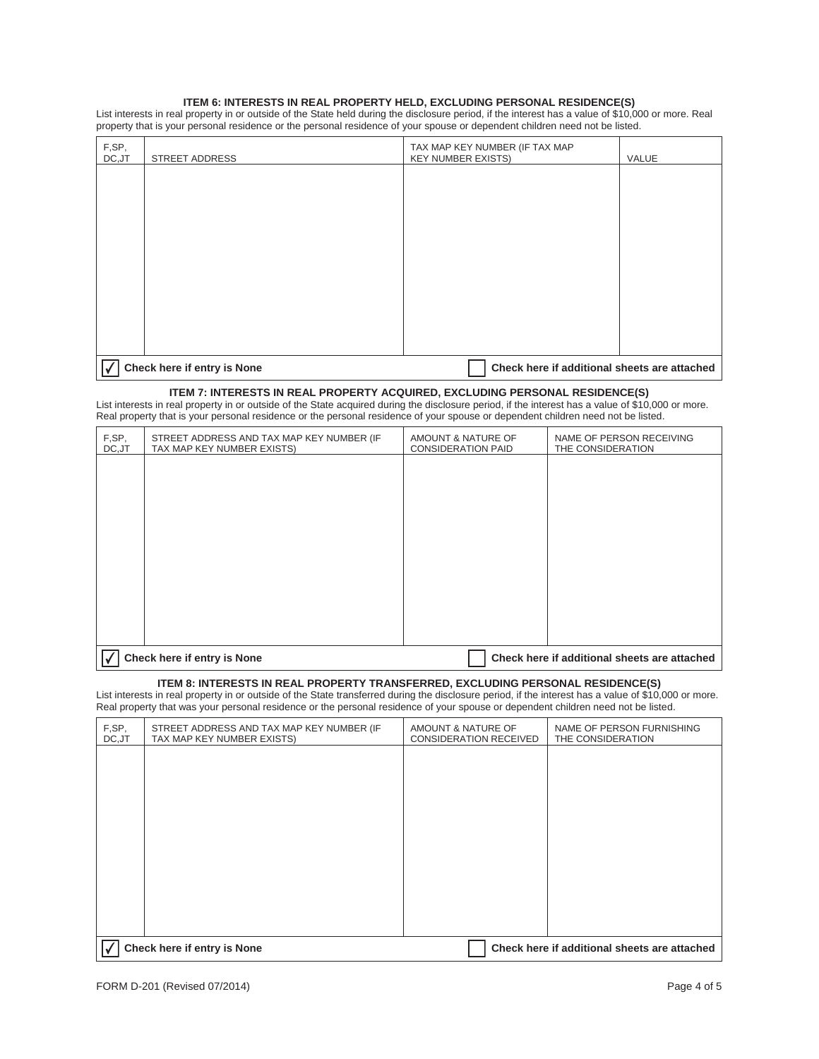### ITEM 6: INTERESTS IN REAL PROPERTY HELD, EXCLUDING PERSONAL RESIDENCE(S)

List interests in real property in or outside of the State held during the disclosure period, if the interest has a value of $10,000 or more. Real property that is your personal residence or the personal residence of your spouse or dependent children need not be listed.

| F,SP, DC,JT | STREET ADDRESS | TAX MAP KEY NUMBER (IF TAX MAP KEY NUMBER EXISTS) | VALUE |
|---|---|---|---|
| | | | |

☑ Check here if entry is None ☐ Check here if additional sheets are attached

### ITEM 7: INTERESTS IN REAL PROPERTY ACQUIRED, EXCLUDING PERSONAL RESIDENCE(S)

List interests in real property in or outside of the State acquired during the disclosure period, if the interest has a value of $10,000 or more. Real property that is your personal residence or the personal residence of your spouse or dependent children need not be listed.

| F,SP, DC,JT | STREET ADDRESS AND TAX MAP KEY NUMBER (IF TAX MAP KEY NUMBER EXISTS) | AMOUNT & NATURE OF CONSIDERATION PAID | NAME OF PERSON RECEIVING THE CONSIDERATION |
|---|---|---|---|
| | | | |

☑ Check here if entry is None ☐ Check here if additional sheets are attached

### ITEM 8: INTERESTS IN REAL PROPERTY TRANSFERRED, EXCLUDING PERSONAL RESIDENCE(S)

List interests in real property in or outside of the State transferred during the disclosure period, if the interest has a value of $10,000 or more. Real property that was your personal residence or the personal residence of your spouse or dependent children need not be listed.

| F,SP, DC,JT | STREET ADDRESS AND TAX MAP KEY NUMBER (IF TAX MAP KEY NUMBER EXISTS) | AMOUNT & NATURE OF CONSIDERATION RECEIVED | NAME OF PERSON FURNISHING THE CONSIDERATION |
|---|---|---|---|
| | | | |

☑ Check here if entry is None ☐ Check here if additional sheets are attached

FORM D-201 (Revised 07/2014)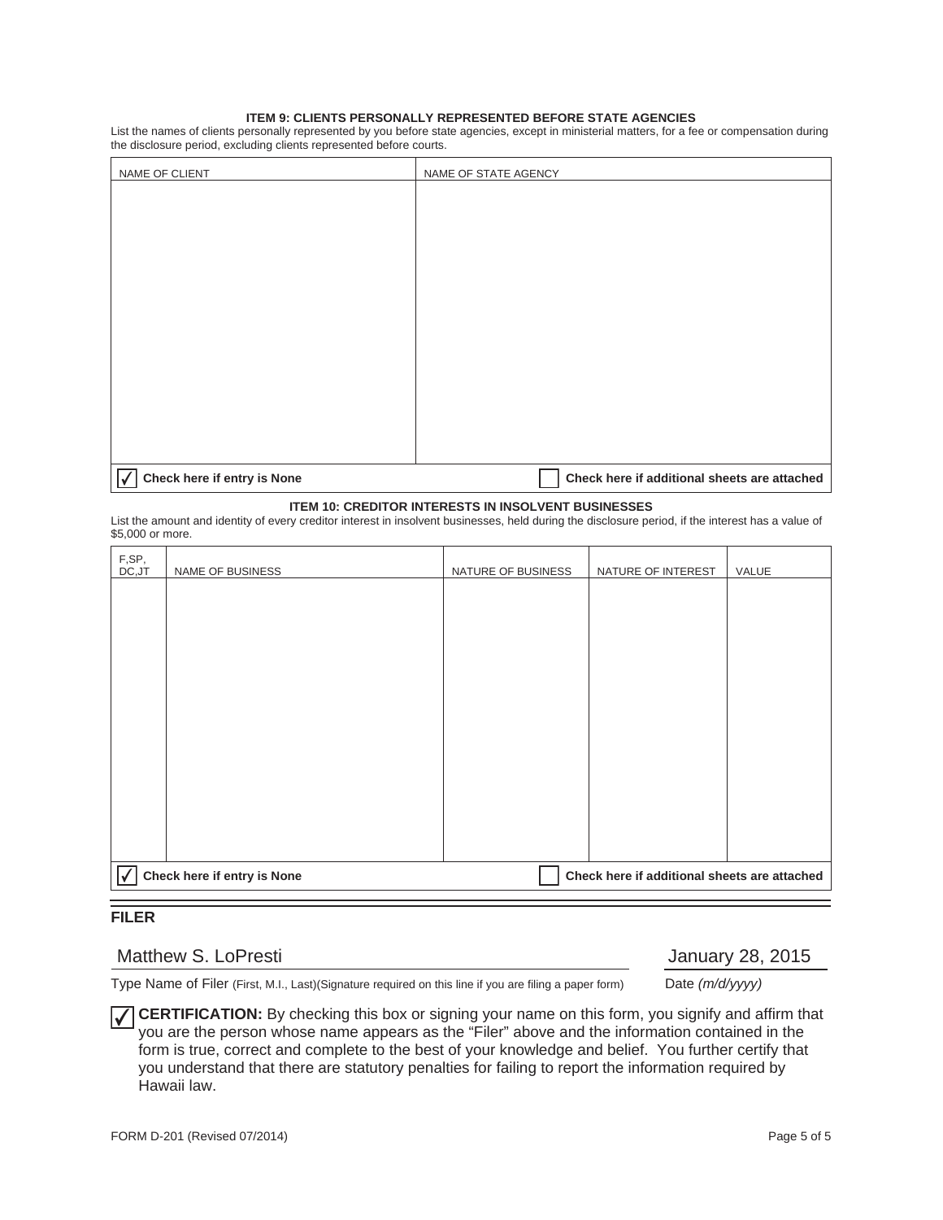### ITEM 9: CLIENTS PERSONALLY REPRESENTED BEFORE STATE AGENCIES

List the names of clients personally represented by you before state agencies, except in ministerial matters, for a fee or compensation during the disclosure period, excluding clients represented before courts.

| NAME OF CLIENT | NAME OF STATE AGENCY |
|---|---|
| | |

☑ **Check here if entry is None** ☐ **Check here if additional sheets are attached**

### ITEM 10: CREDITOR INTERESTS IN INSOLVENT BUSINESSES

List the amount and identity of every creditor interest in insolvent businesses, held during the disclosure period, if the interest has a value of $5,000 or more.

| F,SP, DC,JT | NAME OF BUSINESS | NATURE OF BUSINESS | NATURE OF INTEREST | VALUE |
|---|---|---|---|---|
| | | | | |

☑ **Check here if entry is None** ☐ **Check here if additional sheets are attached**

## FILER

Matthew S. LoPresti — January 28, 2015

Type Name of Filer (First, M.I., Last)(Signature required on this line if you are filing a paper form) Date *(m/d/yyyy)*

☑ **CERTIFICATION:** By checking this box or signing your name on this form, you signify and affirm that you are the person whose name appears as the "Filer" above and the information contained in the form is true, correct and complete to the best of your knowledge and belief. You further certify that you understand that there are statutory penalties for failing to report the information required by Hawaii law.

FORM D-201 (Revised 07/2014)